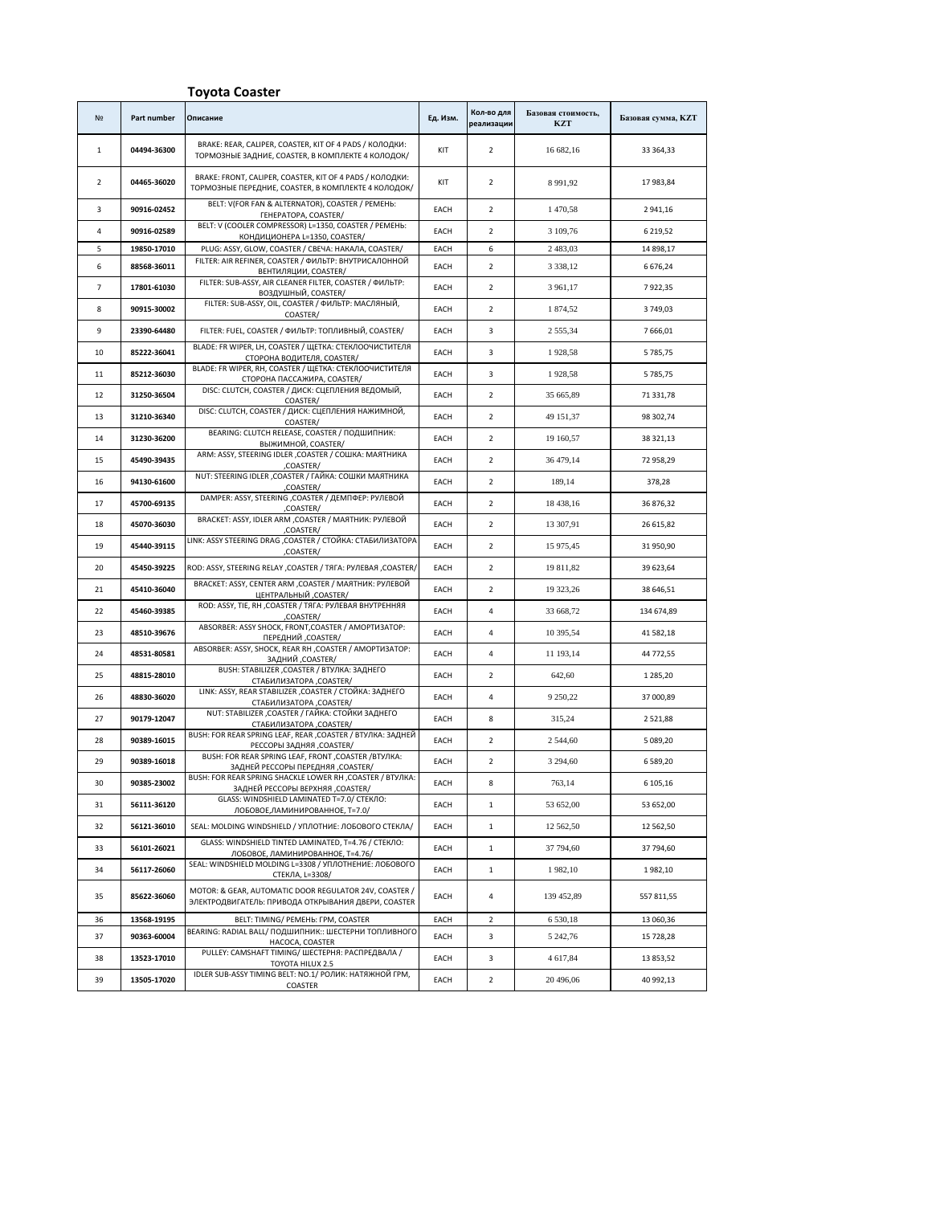## Toyota Coaster

| № | Part number | Описание | Ед. Изм. | Кол-во для реализации | Базовая стоимость, KZT | Базовая сумма, KZT |
|---|---|---|---|---|---|---|
| 1 | 04494-36300 | BRAKE: REAR, CALIPER, COASTER, KIT OF 4 PADS / КОЛОДКИ: ТОРМОЗНЫЕ ЗАДНИЕ, COASTER, В КОМПЛЕКТЕ 4 КОЛОДОК/ | KIT | 2 | 16 682,16 | 33 364,33 |
| 2 | 04465-36020 | BRAKE: FRONT, CALIPER, COASTER, KIT OF 4 PADS / КОЛОДКИ: ТОРМОЗНЫЕ ПЕРЕДНИЕ, COASTER, В КОМПЛЕКТЕ 4 КОЛОДОК/ | KIT | 2 | 8 991,92 | 17 983,84 |
| 3 | 90916-02452 | BELT: V(FOR FAN & ALTERNATOR), COASTER / РЕМЕНЬ: ГЕНЕРАТОРА, COASTER/ | EACH | 2 | 1 470,58 | 2 941,16 |
| 4 | 90916-02589 | BELT: V (COOLER COMPRESSOR) L=1350, COASTER / РЕМЕНЬ: КОНДИЦИОНЕРА L=1350, COASTER/ | EACH | 2 | 3 109,76 | 6 219,52 |
| 5 | 19850-17010 | PLUG: ASSY, GLOW, COASTER / СВЕЧА: НАКАЛА, COASTER/ | EACH | 6 | 2 483,03 | 14 898,17 |
| 6 | 88568-36011 | FILTER: AIR REFINER, COASTER / ФИЛЬТР: ВНУТРИСАЛОННОЙ ВЕНТИЛЯЦИИ, COASTER/ | EACH | 2 | 3 338,12 | 6 676,24 |
| 7 | 17801-61030 | FILTER: SUB-ASSY, AIR CLEANER FILTER, COASTER / ФИЛЬТР: ВОЗДУШНЫЙ, COASTER/ | EACH | 2 | 3 961,17 | 7 922,35 |
| 8 | 90915-30002 | FILTER: SUB-ASSY, OIL, COASTER / ФИЛЬТР: МАСЛЯНЫЙ, COASTER/ | EACH | 2 | 1 874,52 | 3 749,03 |
| 9 | 23390-64480 | FILTER: FUEL, COASTER / ФИЛЬТР: ТОПЛИВНЫЙ, COASTER/ | EACH | 3 | 2 555,34 | 7 666,01 |
| 10 | 85222-36041 | BLADE: FR WIPER, LH, COASTER / ЩЕТКА: СТЕКЛООЧИСТИТЕЛЯ СТОРОНА ВОДИТЕЛЯ, COASTER/ | EACH | 3 | 1 928,58 | 5 785,75 |
| 11 | 85212-36030 | BLADE: FR WIPER, RH, COASTER / ЩЕТКА: СТЕКЛООЧИСТИТЕЛЯ СТОРОНА ПАССАЖИРА, COASTER/ | EACH | 3 | 1 928,58 | 5 785,75 |
| 12 | 31250-36504 | DISC: CLUTCH, COASTER / ДИСК: СЦЕПЛЕНИЯ ВЕДОМЫЙ, COASTER/ | EACH | 2 | 35 665,89 | 71 331,78 |
| 13 | 31210-36340 | DISC: CLUTCH, COASTER / ДИСК: СЦЕПЛЕНИЯ НАЖИМНОЙ, COASTER/ | EACH | 2 | 49 151,37 | 98 302,74 |
| 14 | 31230-36200 | BEARING: CLUTCH RELEASE, COASTER / ПОДШИПНИК: ВЫЖИМНОЙ, COASTER/ | EACH | 2 | 19 160,57 | 38 321,13 |
| 15 | 45490-39435 | ARM: ASSY, STEERING IDLER ,COASTER / СОШКА: МАЯТНИКА ,COASTER/ | EACH | 2 | 36 479,14 | 72 958,29 |
| 16 | 94130-61600 | NUT: STEERING IDLER ,COASTER / ГАЙКА: СОШКИ МАЯТНИКА ,COASTER/ | EACH | 2 | 189,14 | 378,28 |
| 17 | 45700-69135 | DAMPER: ASSY, STEERING ,COASTER / ДЕМПФЕР: РУЛЕВОЙ ,COASTER/ | EACH | 2 | 18 438,16 | 36 876,32 |
| 18 | 45070-36030 | BRACKET: ASSY, IDLER ARM ,COASTER / МАЯТНИК: РУЛЕВОЙ ,COASTER/ | EACH | 2 | 13 307,91 | 26 615,82 |
| 19 | 45440-39115 | LINK: ASSY STEERING DRAG ,COASTER / СТОЙКА: СТАБИЛИЗАТОРА ,COASTER/ | EACH | 2 | 15 975,45 | 31 950,90 |
| 20 | 45450-39225 | ROD: ASSY, STEERING RELAY ,COASTER / ТЯГА: РУЛЕВАЯ ,COASTER/ | EACH | 2 | 19 811,82 | 39 623,64 |
| 21 | 45410-36040 | BRACKET: ASSY, CENTER ARM ,COASTER / МАЯТНИК: РУЛЕВОЙ ЦЕНТРАЛЬНЫЙ ,COASTER/ | EACH | 2 | 19 323,26 | 38 646,51 |
| 22 | 45460-39385 | ROD: ASSY, TIE, RH ,COASTER / ТЯГА: РУЛЕВАЯ ВНУТРЕННЯЯ ,COASTER/ | EACH | 4 | 33 668,72 | 134 674,89 |
| 23 | 48510-39676 | ABSORBER: ASSY SHOCK, FRONT,COASTER / АМОРТИЗАТОР: ПЕРЕДНИЙ ,COASTER/ | EACH | 4 | 10 395,54 | 41 582,18 |
| 24 | 48531-80581 | ABSORBER: ASSY, SHOCK, REAR RH ,COASTER / АМОРТИЗАТОР: ЗАДНИЙ ,COASTER/ | EACH | 4 | 11 193,14 | 44 772,55 |
| 25 | 48815-28010 | BUSH: STABILIZER ,COASTER / ВТУЛКА: ЗАДНЕГО СТАБИЛИЗАТОРА ,COASTER/ | EACH | 2 | 642,60 | 1 285,20 |
| 26 | 48830-36020 | LINK: ASSY, REAR STABILIZER ,COASTER / СТОЙКА: ЗАДНЕГО СТАБИЛИЗАТОРА ,COASTER/ | EACH | 4 | 9 250,22 | 37 000,89 |
| 27 | 90179-12047 | NUT: STABILIZER ,COASTER / ГАЙКА: СТОЙКИ ЗАДНЕГО СТАБИЛИЗАТОРА ,COASTER/ | EACH | 8 | 315,24 | 2 521,88 |
| 28 | 90389-16015 | BUSH: FOR REAR SPRING LEAF, REAR ,COASTER / ВТУЛКА: ЗАДНЕЙ РЕССОРЫ ЗАДНЯЯ ,COASTER/ | EACH | 2 | 2 544,60 | 5 089,20 |
| 29 | 90389-16018 | BUSH: FOR REAR SPRING LEAF, FRONT ,COASTER /ВТУЛКА: ЗАДНЕЙ РЕССОРЫ ПЕРЕДНЯЯ ,COASTER/ | EACH | 2 | 3 294,60 | 6 589,20 |
| 30 | 90385-23002 | BUSH: FOR REAR SPRING SHACKLE LOWER RH ,COASTER / ВТУЛКА: ЗАДНЕЙ РЕССОРЫ ВЕРХНЯЯ ,COASTER/ | EACH | 8 | 763,14 | 6 105,16 |
| 31 | 56111-36120 | GLASS: WINDSHIELD LAMINATED T=7.0/ СТЕКЛО: ЛОБОВОЕ,ЛАМИНИРОВАННОЕ, T=7.0/ | EACH | 1 | 53 652,00 | 53 652,00 |
| 32 | 56121-36010 | SEAL: MOLDING WINDSHIELD / УПЛОТНИЕ: ЛОБОВОГО СТЕКЛА/ | EACH | 1 | 12 562,50 | 12 562,50 |
| 33 | 56101-26021 | GLASS: WINDSHIELD TINTED LAMINATED, T=4.76 / СТЕКЛО: ЛОБОВОЕ, ЛАМИНИРОВАННОЕ, T=4.76/ | EACH | 1 | 37 794,60 | 37 794,60 |
| 34 | 56117-26060 | SEAL: WINDSHIELD MOLDING L=3308 / УПЛОТНЕНИЕ: ЛОБОВОГО СТЕКЛА, L=3308/ | EACH | 1 | 1 982,10 | 1 982,10 |
| 35 | 85622-36060 | MOTOR: & GEAR, AUTOMATIC DOOR REGULATOR 24V, COASTER / ЭЛЕКТРОДВИГАТЕЛЬ: ПРИВОДА ОТКРЫВАНИЯ ДВЕРИ, COASTER | EACH | 4 | 139 452,89 | 557 811,55 |
| 36 | 13568-19195 | BELT: TIMING/ РЕМЕНЬ: ГРМ, COASTER | EACH | 2 | 6 530,18 | 13 060,36 |
| 37 | 90363-60004 | BEARING: RADIAL BALL/ ПОДШИПНИК:: ШЕСТЕРНИ ТОПЛИВНОГО НАСОСА, COASTER | EACH | 3 | 5 242,76 | 15 728,28 |
| 38 | 13523-17010 | PULLEY: CAMSHAFT TIMING/ ШЕСТЕРНЯ: РАСПРЕДВАЛА / TOYOTA HILUX 2.5 | EACH | 3 | 4 617,84 | 13 853,52 |
| 39 | 13505-17020 | IDLER SUB-ASSY TIMING BELT: NO.1/ РОЛИК: НАТЯЖНОЙ ГРМ, COASTER | EACH | 2 | 20 496,06 | 40 992,13 |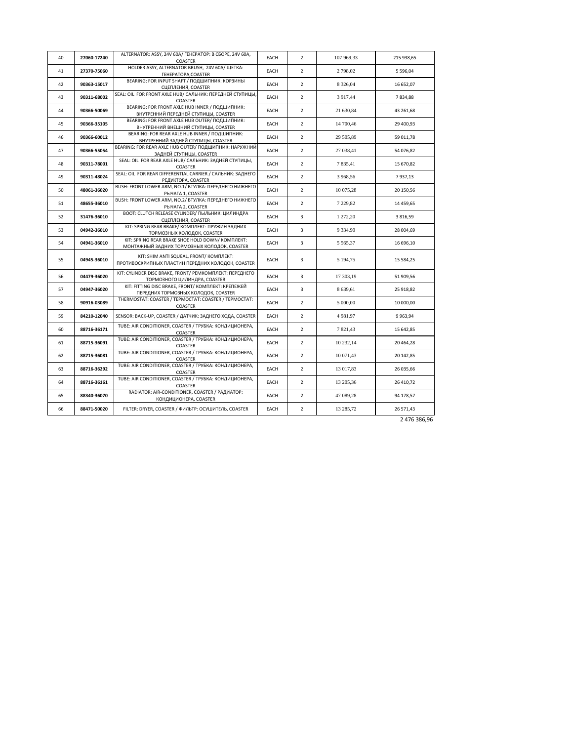| | | | | | | |
|---|---|---|---|---|---|---|
| 40 | 27060-17240 | ALTERNATOR: ASSY, 24V 60A/ ГЕНЕРАТОР: В СБОРЕ, 24V 60A, COASTER | EACH | 2 | 107 969,33 | 215 938,65 |
| 41 | 27370-75060 | HOLDER ASSY, ALTERNATOR BRUSH, 24V 60A/ ЩЕТКА: ГЕНЕРАТОРА,COASTER | EACH | 2 | 2 798,02 | 5 596,04 |
| 42 | 90363-15017 | BEARING: FOR INPUT SHAFT / ПОДШИПНИК: КОРЗИНЫ СЦЕПЛЕНИЯ, COASTER | EACH | 2 | 8 326,04 | 16 652,07 |
| 43 | 90311-68002 | SEAL: OIL FOR FRONT AXLE HUB/ САЛЬНИК: ПЕРЕДНЕЙ СТУПИЦЫ, COASTER | EACH | 2 | 3 917,44 | 7 834,88 |
| 44 | 90366-50069 | BEARING: FOR FRONT AXLE HUB INNER / ПОДШИПНИК: ВНУТРЕННИЙ ПЕРЕДНЕЙ СТУПИЦЫ, COASTER | EACH | 2 | 21 630,84 | 43 261,68 |
| 45 | 90366-35105 | BEARING: FOR FRONT AXLE HUB OUTER/ ПОДШИПНИК: ВНУТРЕННИЙ ВНЕШНИЙ СТУПИЦЫ, COASTER | EACH | 2 | 14 700,46 | 29 400,93 |
| 46 | 90366-60012 | BEARING: FOR REAR AXLE HUB INNER / ПОДШИПНИК: ВНУТРЕННИЙ ЗАДНЕЙ СТУПИЦЫ, COASTER | EACH | 2 | 29 505,89 | 59 011,78 |
| 47 | 90366-55054 | BEARING: FOR REAR AXLE HUB OUTER/ ПОДШИПНИК: НАРУЖНИЙ ЗАДНЕЙ СТУПИЦЫ, COASTER | EACH | 2 | 27 038,41 | 54 076,82 |
| 48 | 90311-78001 | SEAL: OIL FOR REAR AXLE HUB/ САЛЬНИК: ЗАДНЕЙ СТУПИЦЫ, COASTER | EACH | 2 | 7 835,41 | 15 670,82 |
| 49 | 90311-48024 | SEAL: OIL FOR REAR DIFFERENTIAL CARRIER / САЛЬНИК: ЗАДНЕГО РЕДУКТОРА, COASTER | EACH | 2 | 3 968,56 | 7 937,13 |
| 50 | 48061-36020 | BUSH: FRONT LOWER ARM, NO.1/ ВТУЛКА: ПЕРЕДНЕГО НИЖНЕГО РЫЧАГА 1, COASTER | EACH | 2 | 10 075,28 | 20 150,56 |
| 51 | 48655-36010 | BUSH: FRONT LOWER ARM, NO.2/ ВТУЛКА: ПЕРЕДНЕГО НИЖНЕГО РЫЧАГА 2, COASTER | EACH | 2 | 7 229,82 | 14 459,65 |
| 52 | 31476-36010 | BOOT: CLUTCH RELEASE CYLINDER/ ПЫЛЬНИК: ЦИЛИНДРА СЦЕПЛЕНИЯ, COASTER | EACH | 3 | 1 272,20 | 3 816,59 |
| 53 | 04942-36010 | KIT: SPRING REAR BRAKE/ КОМПЛЕКТ: ПРУЖИН ЗАДНИХ ТОРМОЗНЫХ КОЛОДОК, COASTER | EACH | 3 | 9 334,90 | 28 004,69 |
| 54 | 04941-36010 | KIT: SPRING REAR BRAKE SHOE HOLD DOWN/ КОМПЛЕКТ: МОНТАЖНЫЙ ЗАДНИХ ТОРМОЗНЫХ КОЛОДОК, COASTER | EACH | 3 | 5 565,37 | 16 696,10 |
| 55 | 04945-36010 | KIT: SHIM ANTI SQUEAL, FRONT/ КОМПЛЕКТ: ПРОТИВОСКРИПНЫХ ПЛАСТИН ПЕРЕДНИХ КОЛОДОК, COASTER | EACH | 3 | 5 194,75 | 15 584,25 |
| 56 | 04479-36020 | KIT: CYLINDER DISC BRAKE, FRONT/ РЕМКОМПЛЕКТ: ПЕРЕДНЕГО ТОРМОЗНОГО ЦИЛИНДРА, COASTER | EACH | 3 | 17 303,19 | 51 909,56 |
| 57 | 04947-36020 | KIT: FITTING DISC BRAKE, FRONT/ КОМПЛЕКТ: КРЕПЕЖЕЙ ПЕРЕДНИХ ТОРМОЗНЫХ КОЛОДОК, COASTER | EACH | 3 | 8 639,61 | 25 918,82 |
| 58 | 90916-03089 | THERMOSTAT: COASTER / ТЕРМОСТАТ: COASTER / ТЕРМОСТАТ: COASTER | EACH | 2 | 5 000,00 | 10 000,00 |
| 59 | 84210-12040 | SENSOR: BACK-UP, COASTER / ДАТЧИК: ЗАДНЕГО ХОДА, COASTER | EACH | 2 | 4 981,97 | 9 963,94 |
| 60 | 88716-36171 | TUBE: AIR CONDITIONER, COASTER / ТРУБКА: КОНДИЦИОНЕРА, COASTER | EACH | 2 | 7 821,43 | 15 642,85 |
| 61 | 88715-36091 | TUBE: AIR CONDITIONER, COASTER / ТРУБКА: КОНДИЦИОНЕРА, COASTER | EACH | 2 | 10 232,14 | 20 464,28 |
| 62 | 88715-36081 | TUBE: AIR CONDITIONER, COASTER / ТРУБКА: КОНДИЦИОНЕРА, COASTER | EACH | 2 | 10 071,43 | 20 142,85 |
| 63 | 88716-36292 | TUBE: AIR CONDITIONER, COASTER / ТРУБКА: КОНДИЦИОНЕРА, COASTER | EACH | 2 | 13 017,83 | 26 035,66 |
| 64 | 88716-36161 | TUBE: AIR CONDITIONER, COASTER / ТРУБКА: КОНДИЦИОНЕРА, COASTER | EACH | 2 | 13 205,36 | 26 410,72 |
| 65 | 88340-36070 | RADIATOR: AIR-CONDITIONER, COASTER / РАДИАТОР: КОНДИЦИОНЕРА, COASTER | EACH | 2 | 47 089,28 | 94 178,57 |
| 66 | 88471-50020 | FILTER: DRYER, COASTER / ФИЛЬТР: ОСУШИТЕЛЬ, COASTER | EACH | 2 | 13 285,72 | 26 571,43 |
| | | | | | | 2 476 386,96 |